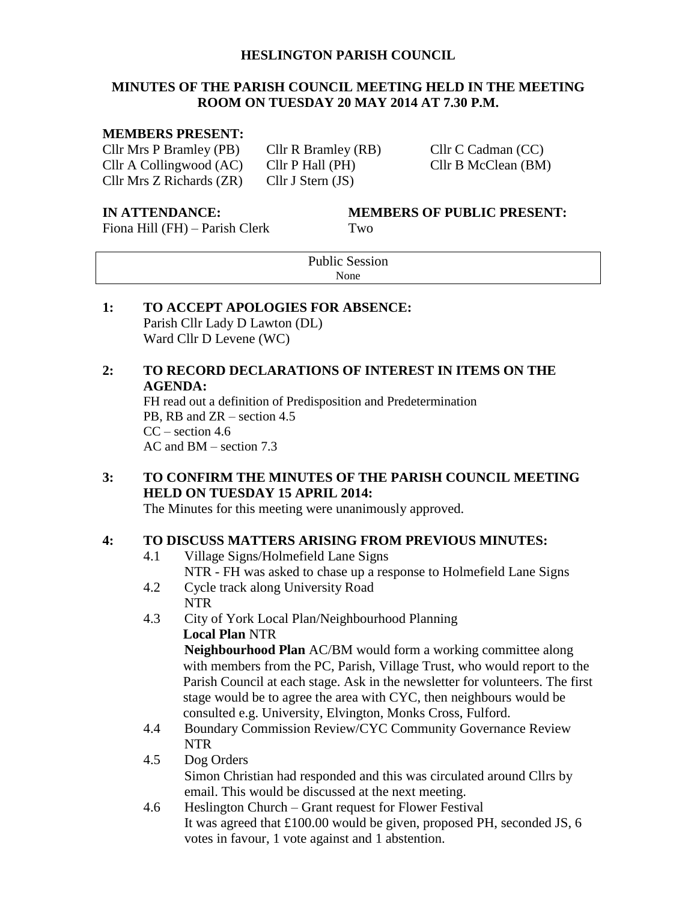# HESLINGTON PARISH COUNCIL

## MINUTES OF THE PARISH COUNCIL MEETING HELD IN THE MEETING ROOM ON TUESDAY 20 MAY 2014 AT 7.30 P.M.

**MEMBERS PRESENT:**

Cllr Mrs P Bramley (PB)
Cllr R Bramley (RB)
Cllr C Cadman (CC)
Cllr A Collingwood (AC)
Cllr P Hall (PH)
Cllr B McClean (BM)
Cllr Mrs Z Richards (ZR)
Cllr J Stern (JS)

**IN ATTENDANCE:**

Fiona Hill (FH) – Parish Clerk

**MEMBERS OF PUBLIC PRESENT:**

Two

| Public Session |
|---|
| None |

**1: TO ACCEPT APOLOGIES FOR ABSENCE:**

Parish Cllr Lady D Lawton (DL)
Ward Cllr D Levene (WC)

**2: TO RECORD DECLARATIONS OF INTEREST IN ITEMS ON THE AGENDA:**

FH read out a definition of Predisposition and Predetermination
PB, RB and ZR – section 4.5
CC – section 4.6
AC and BM – section 7.3

**3: TO CONFIRM THE MINUTES OF THE PARISH COUNCIL MEETING HELD ON TUESDAY 15 APRIL 2014:**

The Minutes for this meeting were unanimously approved.

**4: TO DISCUSS MATTERS ARISING FROM PREVIOUS MINUTES:**

4.1 Village Signs/Holmefield Lane Signs
NTR - FH was asked to chase up a response to Holmefield Lane Signs

4.2 Cycle track along University Road
NTR

4.3 City of York Local Plan/Neighbourhood Planning
**Local Plan** NTR
**Neighbourhood Plan** AC/BM would form a working committee along with members from the PC, Parish, Village Trust, who would report to the Parish Council at each stage. Ask in the newsletter for volunteers. The first stage would be to agree the area with CYC, then neighbours would be consulted e.g. University, Elvington, Monks Cross, Fulford.

4.4 Boundary Commission Review/CYC Community Governance Review
NTR

4.5 Dog Orders
Simon Christian had responded and this was circulated around Cllrs by email. This would be discussed at the next meeting.

4.6 Heslington Church – Grant request for Flower Festival
It was agreed that £100.00 would be given, proposed PH, seconded JS, 6 votes in favour, 1 vote against and 1 abstention.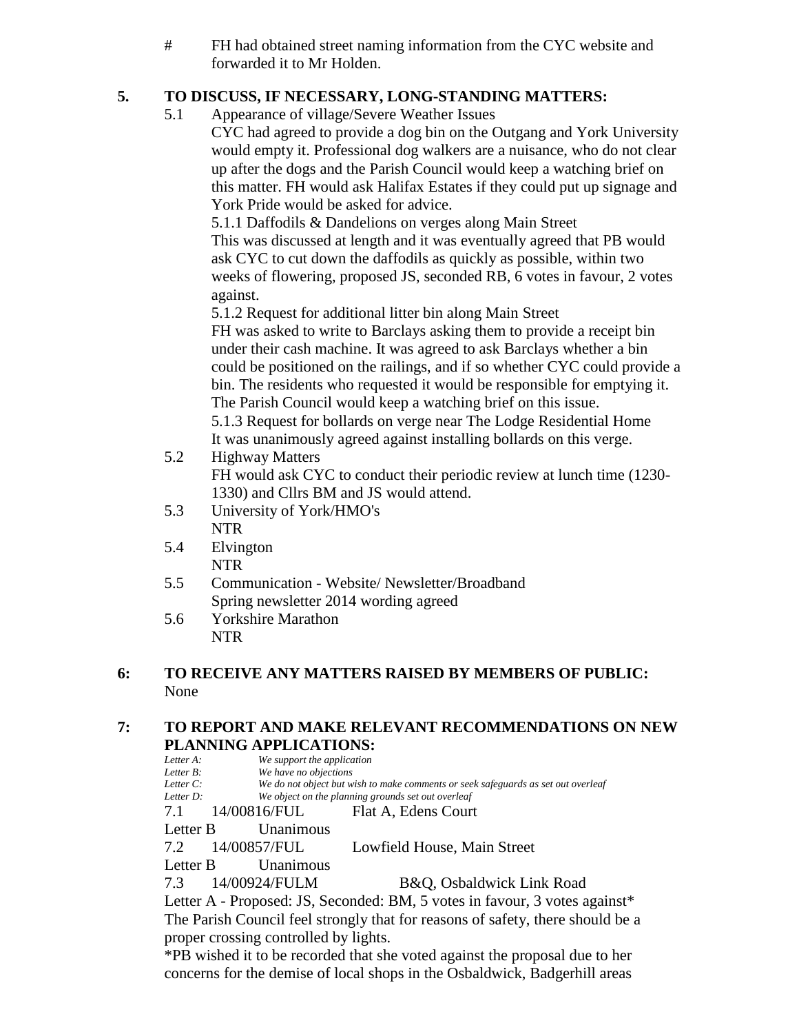# FH had obtained street naming information from the CYC website and forwarded it to Mr Holden.

**5. TO DISCUSS, IF NECESSARY, LONG-STANDING MATTERS:**

5.1 Appearance of village/Severe Weather Issues

CYC had agreed to provide a dog bin on the Outgang and York University would empty it. Professional dog walkers are a nuisance, who do not clear up after the dogs and the Parish Council would keep a watching brief on this matter. FH would ask Halifax Estates if they could put up signage and York Pride would be asked for advice.

5.1.1 Daffodils & Dandelions on verges along Main Street

This was discussed at length and it was eventually agreed that PB would ask CYC to cut down the daffodils as quickly as possible, within two weeks of flowering, proposed JS, seconded RB, 6 votes in favour, 2 votes against.

5.1.2 Request for additional litter bin along Main Street

FH was asked to write to Barclays asking them to provide a receipt bin under their cash machine. It was agreed to ask Barclays whether a bin could be positioned on the railings, and if so whether CYC could provide a bin. The residents who requested it would be responsible for emptying it. The Parish Council would keep a watching brief on this issue.

5.1.3 Request for bollards on verge near The Lodge Residential Home

It was unanimously agreed against installing bollards on this verge.

5.2 Highway Matters

FH would ask CYC to conduct their periodic review at lunch time (1230-1330) and Cllrs BM and JS would attend.

5.3 University of York/HMO's

NTR

5.4 Elvington

NTR

5.5 Communication - Website/ Newsletter/Broadband

Spring newsletter 2014 wording agreed

5.6 Yorkshire Marathon

NTR

**6: TO RECEIVE ANY MATTERS RAISED BY MEMBERS OF PUBLIC:**

None

**7: TO REPORT AND MAKE RELEVANT RECOMMENDATIONS ON NEW PLANNING APPLICATIONS:**

*Letter A: We support the application*
*Letter B: We have no objections*
*Letter C: We do not object but wish to make comments or seek safeguards as set out overleaf*
*Letter D: We object on the planning grounds set out overleaf*

7.1 14/00816/FUL Flat A, Edens Court

Letter B Unanimous

7.2 14/00857/FUL Lowfield House, Main Street

Letter B Unanimous

7.3 14/00924/FULM B&Q, Osbaldwick Link Road

Letter A - Proposed: JS, Seconded: BM, 5 votes in favour, 3 votes against*

The Parish Council feel strongly that for reasons of safety, there should be a proper crossing controlled by lights.

*PB wished it to be recorded that she voted against the proposal due to her concerns for the demise of local shops in the Osbaldwick, Badgerhill areas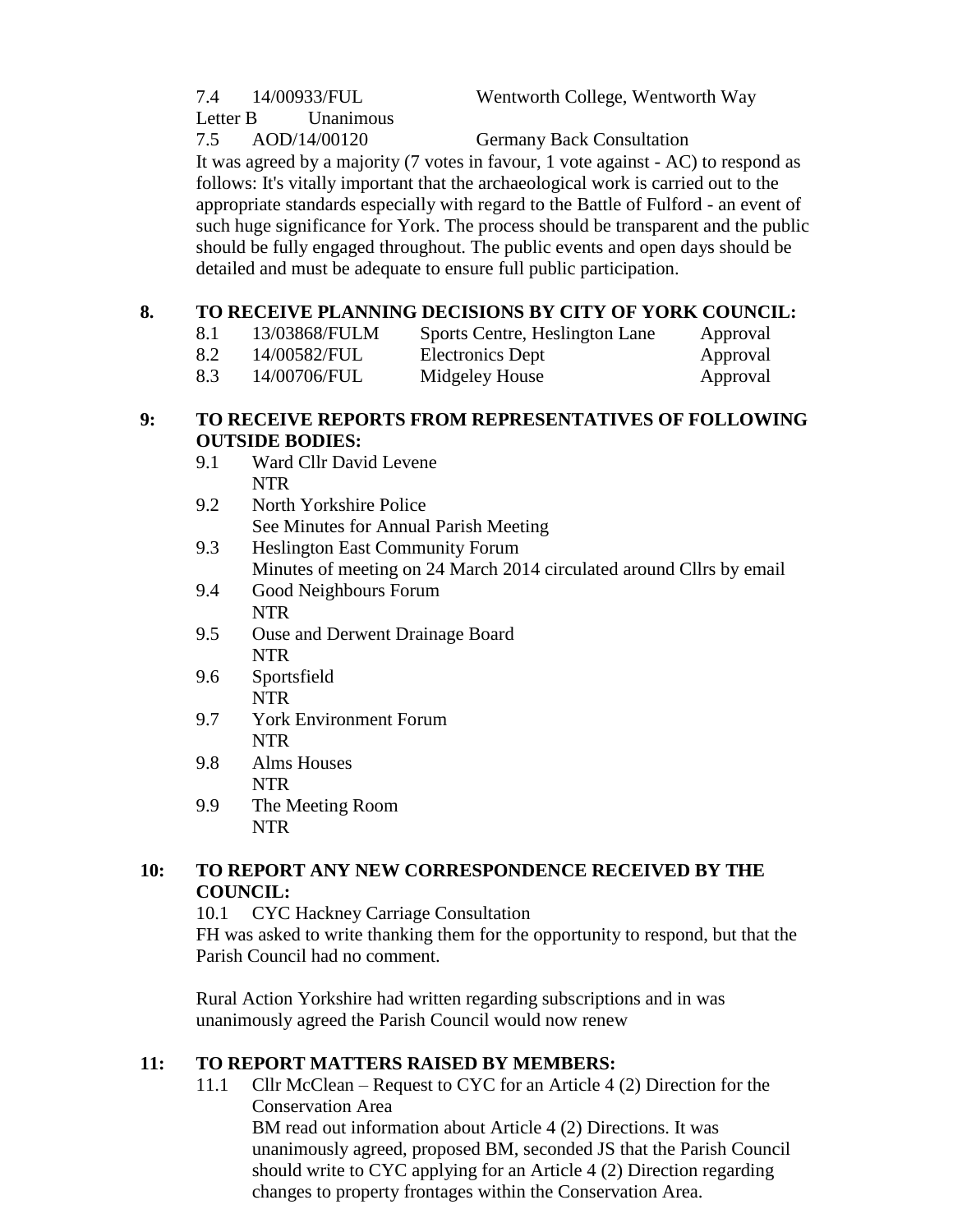7.4 14/00933/FUL Wentworth College, Wentworth Way
Letter B Unanimous

7.5 AOD/14/00120 Germany Back Consultation

It was agreed by a majority (7 votes in favour, 1 vote against - AC) to respond as follows: It's vitally important that the archaeological work is carried out to the appropriate standards especially with regard to the Battle of Fulford - an event of such huge significance for York. The process should be transparent and the public should be fully engaged throughout. The public events and open days should be detailed and must be adequate to ensure full public participation.

## 8. TO RECEIVE PLANNING DECISIONS BY CITY OF YORK COUNCIL:

| | | | |
|---|---|---|---|
| 8.1 | 13/03868/FULM | Sports Centre, Heslington Lane | Approval |
| 8.2 | 14/00582/FUL | Electronics Dept | Approval |
| 8.3 | 14/00706/FUL | Midgeley House | Approval |

## 9: TO RECEIVE REPORTS FROM REPRESENTATIVES OF FOLLOWING OUTSIDE BODIES:

9.1 Ward Cllr David Levene
NTR

9.2 North Yorkshire Police
See Minutes for Annual Parish Meeting

9.3 Heslington East Community Forum
Minutes of meeting on 24 March 2014 circulated around Cllrs by email

9.4 Good Neighbours Forum
NTR

9.5 Ouse and Derwent Drainage Board
NTR

9.6 Sportsfield
NTR

9.7 York Environment Forum
NTR

9.8 Alms Houses
NTR

9.9 The Meeting Room
NTR

## 10: TO REPORT ANY NEW CORRESPONDENCE RECEIVED BY THE COUNCIL:

10.1 CYC Hackney Carriage Consultation

FH was asked to write thanking them for the opportunity to respond, but that the Parish Council had no comment.

Rural Action Yorkshire had written regarding subscriptions and in was unanimously agreed the Parish Council would now renew

## 11: TO REPORT MATTERS RAISED BY MEMBERS:

11.1 Cllr McClean – Request to CYC for an Article 4 (2) Direction for the Conservation Area

BM read out information about Article 4 (2) Directions. It was unanimously agreed, proposed BM, seconded JS that the Parish Council should write to CYC applying for an Article 4 (2) Direction regarding changes to property frontages within the Conservation Area.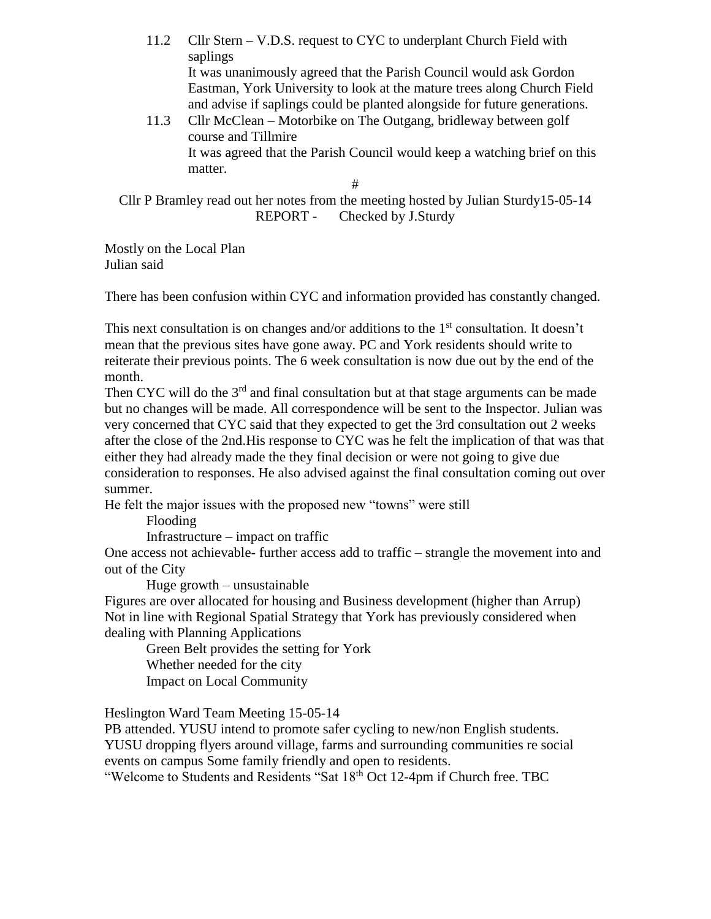11.2 Cllr Stern – V.D.S. request to CYC to underplant Church Field with saplings
It was unanimously agreed that the Parish Council would ask Gordon Eastman, York University to look at the mature trees along Church Field and advise if saplings could be planted alongside for future generations.

11.3 Cllr McClean – Motorbike on The Outgang, bridleway between golf course and Tillmire
It was agreed that the Parish Council would keep a watching brief on this matter.

#

Cllr P Bramley read out her notes from the meeting hosted by Julian Sturdy15-05-14
REPORT - Checked by J.Sturdy

Mostly on the Local Plan
Julian said

There has been confusion within CYC and information provided has constantly changed.

This next consultation is on changes and/or additions to the 1st consultation. It doesn't mean that the previous sites have gone away. PC and York residents should write to reiterate their previous points. The 6 week consultation is now due out by the end of the month.
Then CYC will do the 3rd and final consultation but at that stage arguments can be made but no changes will be made. All correspondence will be sent to the Inspector. Julian was very concerned that CYC said that they expected to get the 3rd consultation out 2 weeks after the close of the 2nd.His response to CYC was he felt the implication of that was that either they had already made the they final decision or were not going to give due consideration to responses. He also advised against the final consultation coming out over summer.
He felt the major issues with the proposed new "towns" were still

Flooding

Infrastructure – impact on traffic

One access not achievable- further access add to traffic – strangle the movement into and out of the City

Huge growth – unsustainable

Figures are over allocated for housing and Business development (higher than Arrup)
Not in line with Regional Spatial Strategy that York has previously considered when dealing with Planning Applications

Green Belt provides the setting for York

Whether needed for the city

Impact on Local Community

Heslington Ward Team Meeting 15-05-14
PB attended. YUSU intend to promote safer cycling to new/non English students.
YUSU dropping flyers around village, farms and surrounding communities re social events on campus Some family friendly and open to residents.
"Welcome to Students and Residents "Sat 18th Oct 12-4pm if Church free. TBC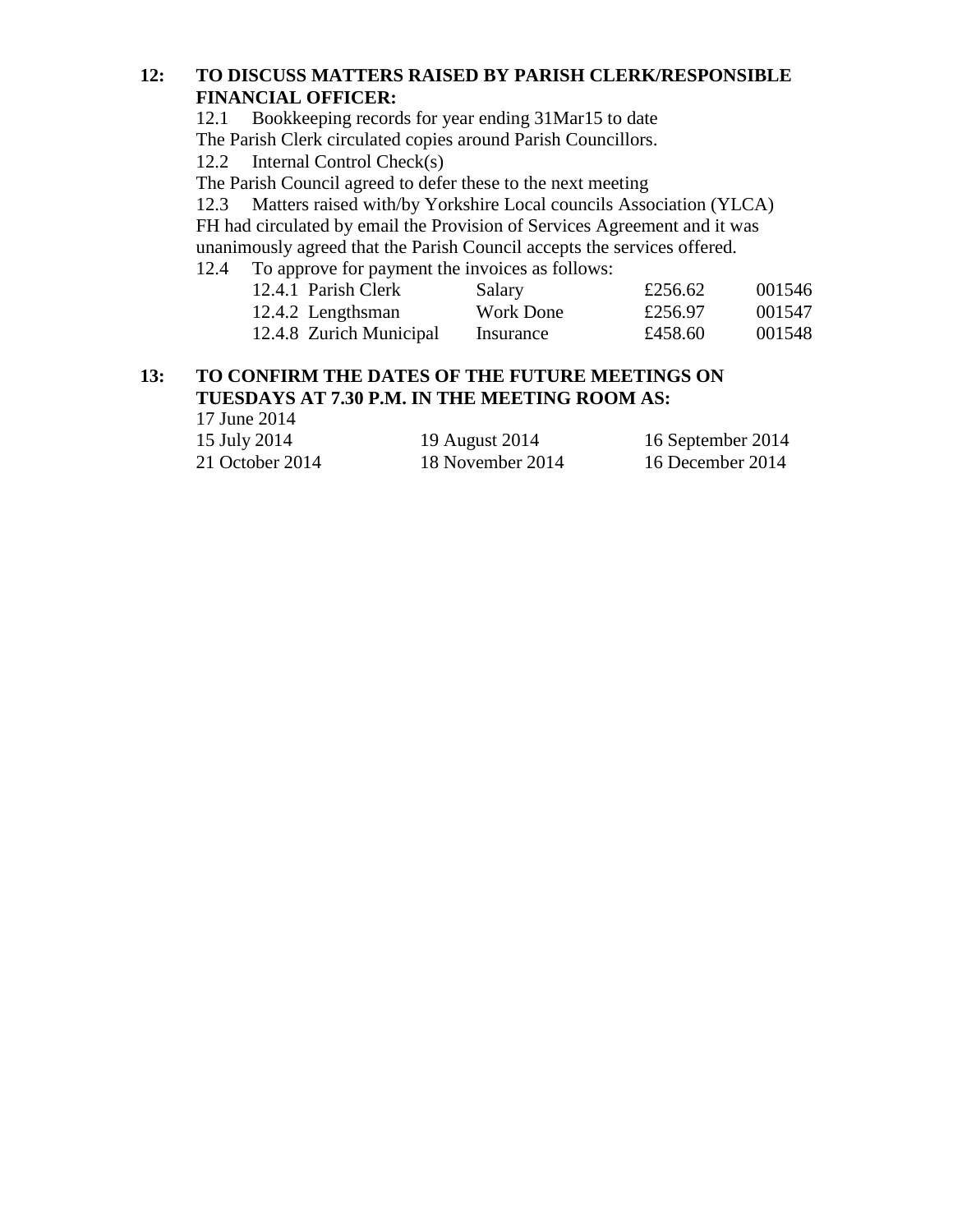**12: TO DISCUSS MATTERS RAISED BY PARISH CLERK/RESPONSIBLE FINANCIAL OFFICER:**

12.1 Bookkeeping records for year ending 31Mar15 to date

The Parish Clerk circulated copies around Parish Councillors.

12.2 Internal Control Check(s)

The Parish Council agreed to defer these to the next meeting

12.3 Matters raised with/by Yorkshire Local councils Association (YLCA)

FH had circulated by email the Provision of Services Agreement and it was unanimously agreed that the Parish Council accepts the services offered.

12.4 To approve for payment the invoices as follows:

| | | | |
|---|---|---|---|
| 12.4.1 Parish Clerk | Salary | £256.62 | 001546 |
| 12.4.2 Lengthsman | Work Done | £256.97 | 001547 |
| 12.4.8 Zurich Municipal | Insurance | £458.60 | 001548 |

**13: TO CONFIRM THE DATES OF THE FUTURE MEETINGS ON TUESDAYS AT 7.30 P.M. IN THE MEETING ROOM AS:**

17 June 2014

| | | |
|---|---|---|
| 15 July 2014 | 19 August 2014 | 16 September 2014 |
| 21 October 2014 | 18 November 2014 | 16 December 2014 |